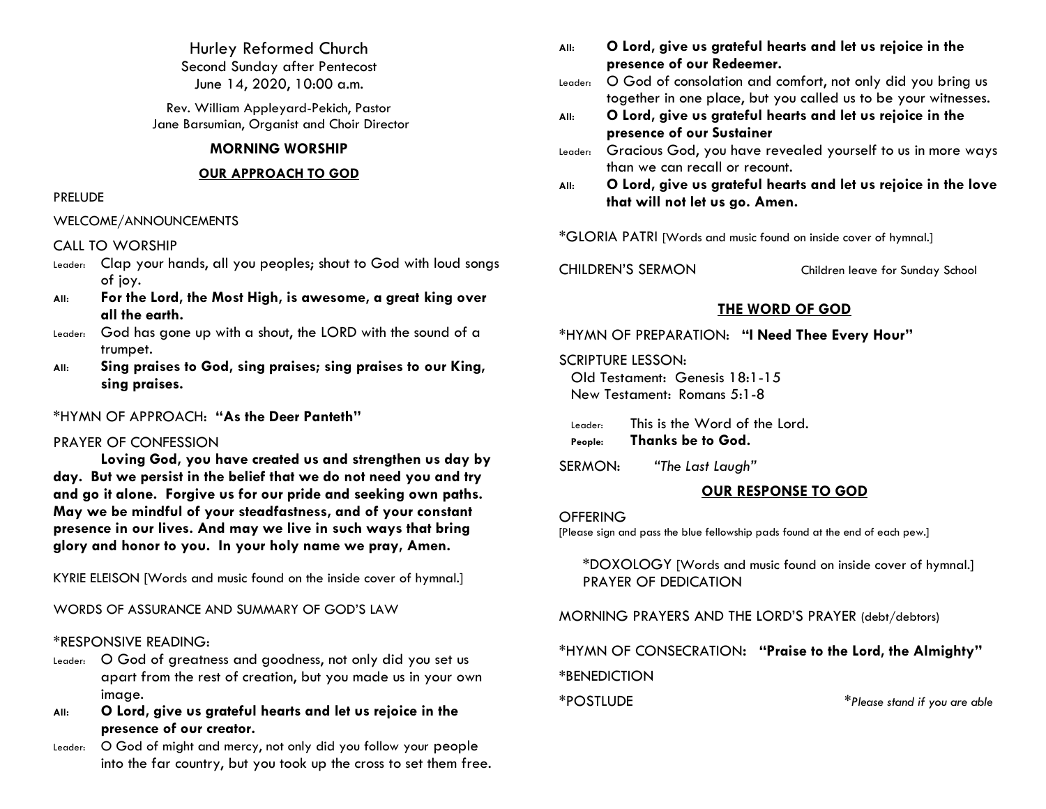Hurley Reformed Church
Second Sunday after Pentecost
June 14, 2020, 10:00 a.m.

Rev. William Appleyard-Pekich, Pastor
Jane Barsumian, Organist and Choir Director

## MORNING WORSHIP

### OUR APPROACH TO GOD

PRELUDE

WELCOME/ANNOUNCEMENTS

CALL TO WORSHIP

Leader: Clap your hands, all you peoples; shout to God with loud songs of joy.

**All: For the Lord, the Most High, is awesome, a great king over all the earth.**

Leader: God has gone up with a shout, the LORD with the sound of a trumpet.

**All: Sing praises to God, sing praises; sing praises to our King, sing praises.**

*HYMN OF APPROACH: **"As the Deer Panteth"**

PRAYER OF CONFESSION

**Loving God, you have created us and strengthen us day by day. But we persist in the belief that we do not need you and try and go it alone. Forgive us for our pride and seeking own paths. May we be mindful of your steadfastness, and of your constant presence in our lives. And may we live in such ways that bring glory and honor to you. In your holy name we pray, Amen.**

KYRIE ELEISON [Words and music found on the inside cover of hymnal.]

WORDS OF ASSURANCE AND SUMMARY OF GOD'S LAW

*RESPONSIVE READING:

Leader: O God of greatness and goodness, not only did you set us apart from the rest of creation, but you made us in your own image.

**All: O Lord, give us grateful hearts and let us rejoice in the presence of our creator.**

Leader: O God of might and mercy, not only did you follow your people into the far country, but you took up the cross to set them free.

**All: O Lord, give us grateful hearts and let us rejoice in the presence of our Redeemer.**

Leader: O God of consolation and comfort, not only did you bring us together in one place, but you called us to be your witnesses.

**All: O Lord, give us grateful hearts and let us rejoice in the presence of our Sustainer**

Leader: Gracious God, you have revealed yourself to us in more ways than we can recall or recount.

**All: O Lord, give us grateful hearts and let us rejoice in the love that will not let us go. Amen.**

*GLORIA PATRI [Words and music found on inside cover of hymnal.]

CHILDREN'S SERMON — Children leave for Sunday School

### THE WORD OF GOD

*HYMN OF PREPARATION: **"I Need Thee Every Hour"**

SCRIPTURE LESSON:
Old Testament: Genesis 18:1-15
New Testament: Romans 5:1-8

Leader: This is the Word of the Lord.
**People: Thanks be to God.**

SERMON: *"The Last Laugh"*

### OUR RESPONSE TO GOD

OFFERING
[Please sign and pass the blue fellowship pads found at the end of each pew.]

*DOXOLOGY [Words and music found on inside cover of hymnal.]
PRAYER OF DEDICATION

MORNING PRAYERS AND THE LORD'S PRAYER (debt/debtors)

*HYMN OF CONSECRATION: **"Praise to the Lord, the Almighty"**

*BENEDICTION

*POSTLUDE

**Please stand if you are able*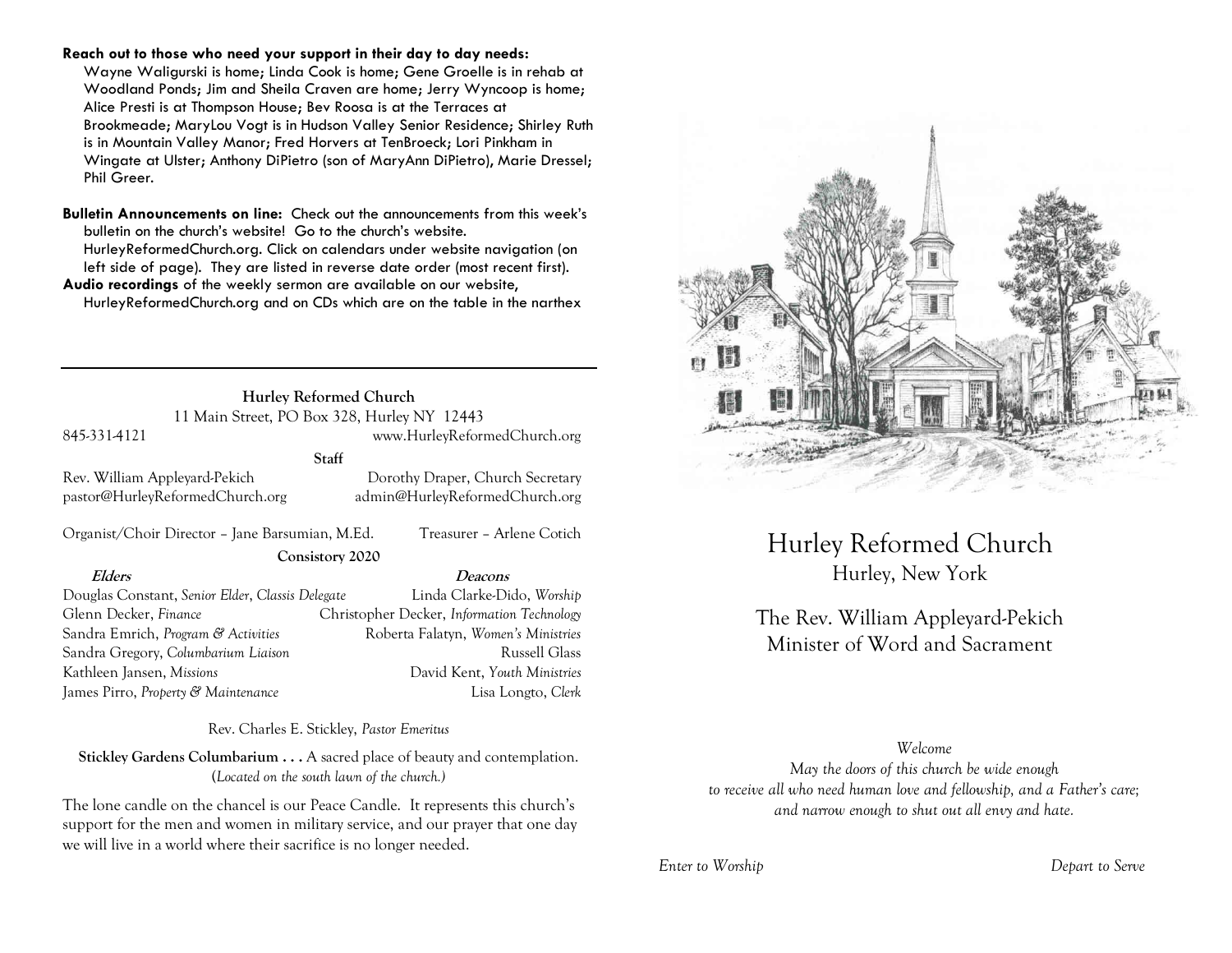**Reach out to those who need your support in their day to day needs:** Wayne Waligurski is home; Linda Cook is home; Gene Groelle is in rehab at Woodland Ponds; Jim and Sheila Craven are home; Jerry Wyncoop is home; Alice Presti is at Thompson House; Bev Roosa is at the Terraces at Brookmeade; MaryLou Vogt is in Hudson Valley Senior Residence; Shirley Ruth is in Mountain Valley Manor; Fred Horvers at TenBroeck; Lori Pinkham in Wingate at Ulster; Anthony DiPietro (son of MaryAnn DiPietro), Marie Dressel; Phil Greer.

**Bulletin Announcements on line:** Check out the announcements from this week's bulletin on the church's website! Go to the church's website. HurleyReformedChurch.org. Click on calendars under website navigation (on left side of page). They are listed in reverse date order (most recent first).

**Audio recordings** of the weekly sermon are available on our website, HurleyReformedChurch.org and on CDs which are on the table in the narthex

---

**Hurley Reformed Church**
11 Main Street, PO Box 328, Hurley NY 12443
845-331-4121 www.HurleyReformedChurch.org

**Staff**

Rev. William Appleyard-Pekich — pastor@HurleyReformedChurch.org
Dorothy Draper, Church Secretary — admin@HurleyReformedChurch.org

Organist/Choir Director – Jane Barsumian, M.Ed.
Treasurer – Arlene Cotich

**Consistory 2020**

| ***Elders*** | ***Deacons*** |
|---|---|
| Douglas Constant, *Senior Elder, Classis Delegate* | Linda Clarke-Dido, *Worship* |
| Glenn Decker, *Finance* | Christopher Decker, *Information Technology* |
| Sandra Emrich, *Program & Activities* | Roberta Falatyn, *Women's Ministries* |
| Sandra Gregory, *Columbarium Liaison* | Russell Glass |
| Kathleen Jansen, *Missions* | David Kent, *Youth Ministries* |
| James Pirro, *Property & Maintenance* | Lisa Longto, *Clerk* |

Rev. Charles E. Stickley, *Pastor Emeritus*

**Stickley Gardens Columbarium . . .** A sacred place of beauty and contemplation. (*Located on the south lawn of the church.)*

The lone candle on the chancel is our Peace Candle. It represents this church's support for the men and women in military service, and our prayer that one day we will live in a world where their sacrifice is no longer needed.

# Hurley Reformed Church

## Hurley, New York

The Rev. William Appleyard-Pekich
Minister of Word and Sacrament

*Welcome*
*May the doors of this church be wide enough*
*to receive all who need human love and fellowship, and a Father's care;*
*and narrow enough to shut out all envy and hate.*

*Enter to Worship* *Depart to Serve*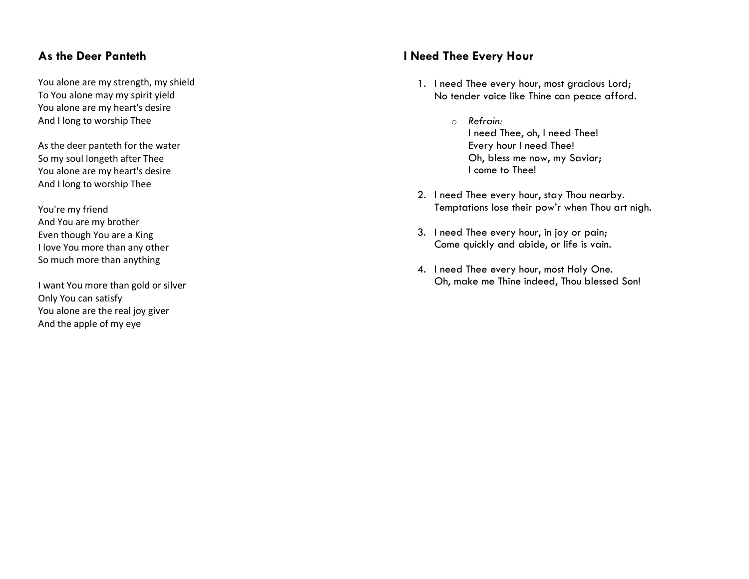## As the Deer Panteth

You alone are my strength, my shield
To You alone may my spirit yield
You alone are my heart's desire
And I long to worship Thee

As the deer panteth for the water
So my soul longeth after Thee
You alone are my heart's desire
And I long to worship Thee

You're my friend
And You are my brother
Even though You are a King
I love You more than any other
So much more than anything

I want You more than gold or silver
Only You can satisfy
You alone are the real joy giver
And the apple of my eye

## I Need Thee Every Hour

1. I need Thee every hour, most gracious Lord;
   No tender voice like Thine can peace afford.

   - *Refrain:*
     I need Thee, oh, I need Thee!
     Every hour I need Thee!
     Oh, bless me now, my Savior;
     I come to Thee!

2. I need Thee every hour, stay Thou nearby.
   Temptations lose their pow'r when Thou art nigh.

3. I need Thee every hour, in joy or pain;
   Come quickly and abide, or life is vain.

4. I need Thee every hour, most Holy One.
   Oh, make me Thine indeed, Thou blessed Son!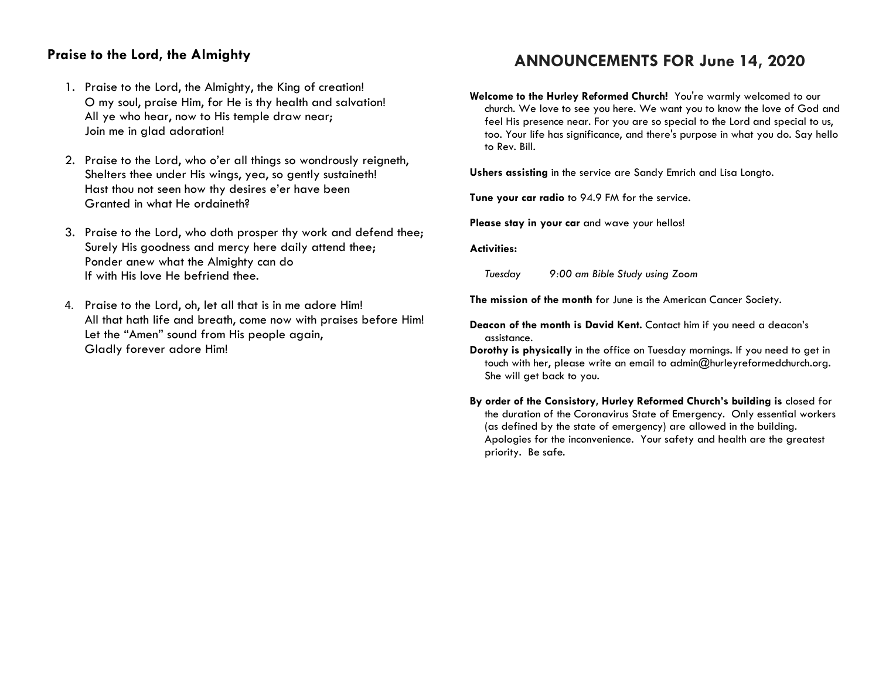## Praise to the Lord, the Almighty

1. Praise to the Lord, the Almighty, the King of creation!
   O my soul, praise Him, for He is thy health and salvation!
   All ye who hear, now to His temple draw near;
   Join me in glad adoration!

2. Praise to the Lord, who o'er all things so wondrously reigneth,
   Shelters thee under His wings, yea, so gently sustaineth!
   Hast thou not seen how thy desires e'er have been
   Granted in what He ordaineth?

3. Praise to the Lord, who doth prosper thy work and defend thee;
   Surely His goodness and mercy here daily attend thee;
   Ponder anew what the Almighty can do
   If with His love He befriend thee.

4. Praise to the Lord, oh, let all that is in me adore Him!
   All that hath life and breath, come now with praises before Him!
   Let the "Amen" sound from His people again,
   Gladly forever adore Him!

# ANNOUNCEMENTS FOR June 14, 2020

**Welcome to the Hurley Reformed Church!** You're warmly welcomed to our church. We love to see you here. We want you to know the love of God and feel His presence near. For you are so special to the Lord and special to us, too. Your life has significance, and there's purpose in what you do. Say hello to Rev. Bill.

**Ushers assisting** in the service are Sandy Emrich and Lisa Longto.

**Tune your car radio** to 94.9 FM for the service.

**Please stay in your car** and wave your hellos!

**Activities:**

*Tuesday 9:00 am Bible Study using Zoom*

**The mission of the month** for June is the American Cancer Society.

**Deacon of the month is David Kent.** Contact him if you need a deacon's assistance.

**Dorothy is physically** in the office on Tuesday mornings. If you need to get in touch with her, please write an email to admin@hurleyreformedchurch.org. She will get back to you.

**By order of the Consistory, Hurley Reformed Church's building is** closed for the duration of the Coronavirus State of Emergency. Only essential workers (as defined by the state of emergency) are allowed in the building. Apologies for the inconvenience. Your safety and health are the greatest priority. Be safe.